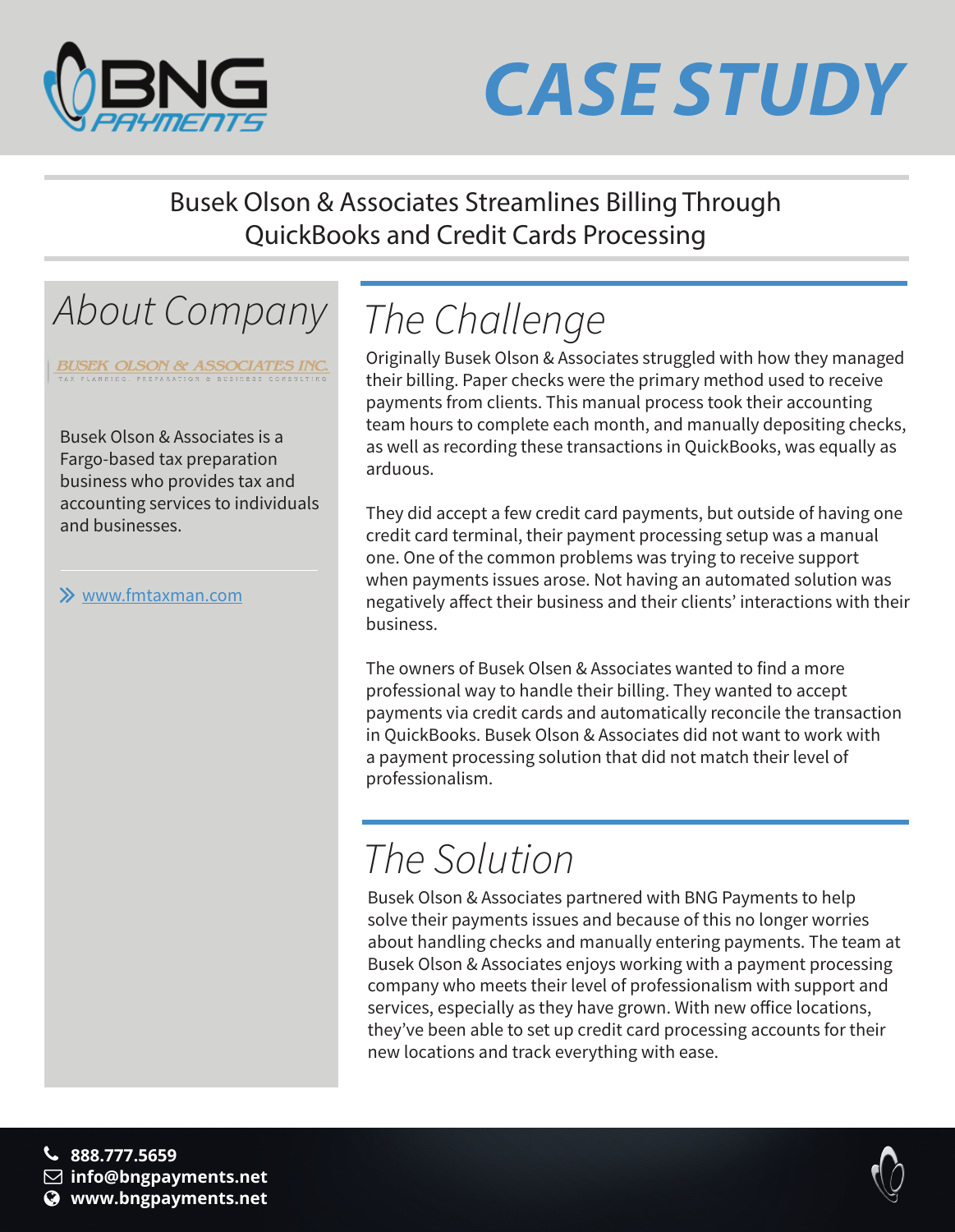# CASE STUDY

## Busek Olson & Associates Streamlines Billing Through QuickBooks and Credit Cards Processing

## About Company

BUSEK OLSON & ASSOCIATES INC.
TAX PLANNING, PREPARATION & BUSINESS CONSULTING

Busek Olson & Associates is a Fargo-based tax preparation business who provides tax and accounting services to individuals and businesses.

» [www.fmtaxman.com](http://www.fmtaxman.com)

## The Challenge

Originally Busek Olson & Associates struggled with how they managed their billing. Paper checks were the primary method used to receive payments from clients. This manual process took their accounting team hours to complete each month, and manually depositing checks, as well as recording these transactions in QuickBooks, was equally as arduous.

They did accept a few credit card payments, but outside of having one credit card terminal, their payment processing setup was a manual one. One of the common problems was trying to receive support when payments issues arose. Not having an automated solution was negatively affect their business and their clients' interactions with their business.

The owners of Busek Olsen & Associates wanted to find a more professional way to handle their billing. They wanted to accept payments via credit cards and automatically reconcile the transaction in QuickBooks. Busek Olson & Associates did not want to work with a payment processing solution that did not match their level of professionalism.

## The Solution

Busek Olson & Associates partnered with BNG Payments to help solve their payments issues and because of this no longer worries about handling checks and manually entering payments. The team at Busek Olson & Associates enjoys working with a payment processing company who meets their level of professionalism with support and services, especially as they have grown. With new office locations, they've been able to set up credit card processing accounts for their new locations and track everything with ease.

**888.777.5659**
**info@bngpayments.net**
**www.bngpayments.net**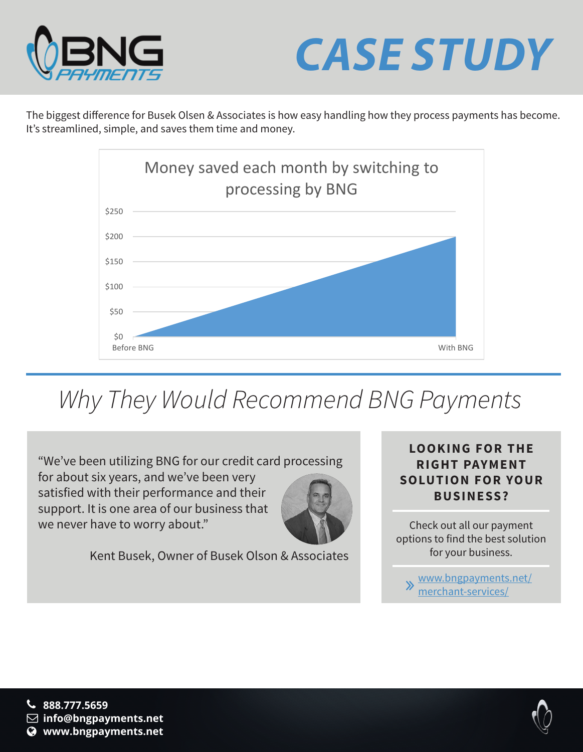# CASE STUDY

The biggest difference for Busek Olsen & Associates is how easy handling how they process payments has become. It's streamlined, simple, and saves them time and money.

Money saved each month by switching to processing by BNG

$250
$200
$150
$100
$50
$0
Before BNG
With BNG

## *Why They Would Recommend BNG Payments*

"We've been utilizing BNG for our credit card processing for about six years, and we've been very satisfied with their performance and their support. It is one area of our business that we never have to worry about."

Kent Busek, Owner of Busek Olson & Associates

**LOOKING FOR THE RIGHT PAYMENT SOLUTION FOR YOUR BUSINESS?**

Check out all our payment options to find the best solution for your business.

» [www.bngpayments.net/merchant-services/](www.bngpayments.net/merchant-services/)

**888.777.5659**
**info@bngpayments.net**
**www.bngpayments.net**